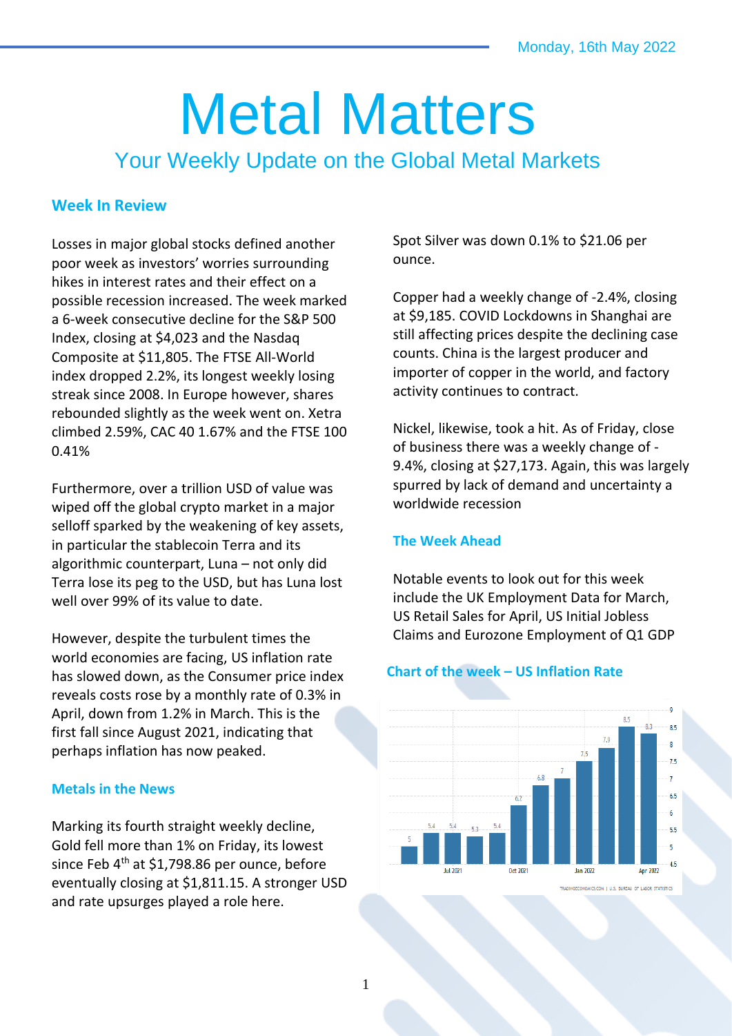Monday, 16th May 2022

# Metal Matters

## Your Weekly Update on the Global Metal Markets

### Week In Review

Losses in major global stocks defined another poor week as investors' worries surrounding hikes in interest rates and their effect on a possible recession increased. The week marked a 6-week consecutive decline for the S&P 500 Index, closing at $4,023 and the Nasdaq Composite at $11,805. The FTSE All-World index dropped 2.2%, its longest weekly losing streak since 2008. In Europe however, shares rebounded slightly as the week went on. Xetra climbed 2.59%, CAC 40 1.67% and the FTSE 100 0.41%

Furthermore, over a trillion USD of value was wiped off the global crypto market in a major selloff sparked by the weakening of key assets, in particular the stablecoin Terra and its algorithmic counterpart, Luna – not only did Terra lose its peg to the USD, but has Luna lost well over 99% of its value to date.

However, despite the turbulent times the world economies are facing, US inflation rate has slowed down, as the Consumer price index reveals costs rose by a monthly rate of 0.3% in April, down from 1.2% in March. This is the first fall since August 2021, indicating that perhaps inflation has now peaked.

### Metals in the News

Marking its fourth straight weekly decline, Gold fell more than 1% on Friday, its lowest since Feb 4th at $1,798.86 per ounce, before eventually closing at $1,811.15. A stronger USD and rate upsurges played a role here.

Spot Silver was down 0.1% to $21.06 per ounce.

Copper had a weekly change of -2.4%, closing at $9,185. COVID Lockdowns in Shanghai are still affecting prices despite the declining case counts. China is the largest producer and importer of copper in the world, and factory activity continues to contract.

Nickel, likewise, took a hit. As of Friday, close of business there was a weekly change of -9.4%, closing at $27,173. Again, this was largely spurred by lack of demand and uncertainty a worldwide recession

### The Week Ahead

Notable events to look out for this week include the UK Employment Data for March, US Retail Sales for April, US Initial Jobless Claims and Eurozone Employment of Q1 GDP

### Chart of the week – US Inflation Rate

| Month | US Inflation Rate (%) |
|---|---|
| | 5 |
| Jul 2021 | 5.4 |
| | 5.4 |
| | 5.3 |
| | 5.4 |
| Oct 2021 | 6.2 |
| | 6.8 |
| | 7 |
| Jan 2022 | 7.5 |
| | 7.9 |
| | 8.5 |
| Apr 2022 | 8.3 |

TRADINGECONOMICS.COM | U.S. BUREAU OF LABOR STATISTICS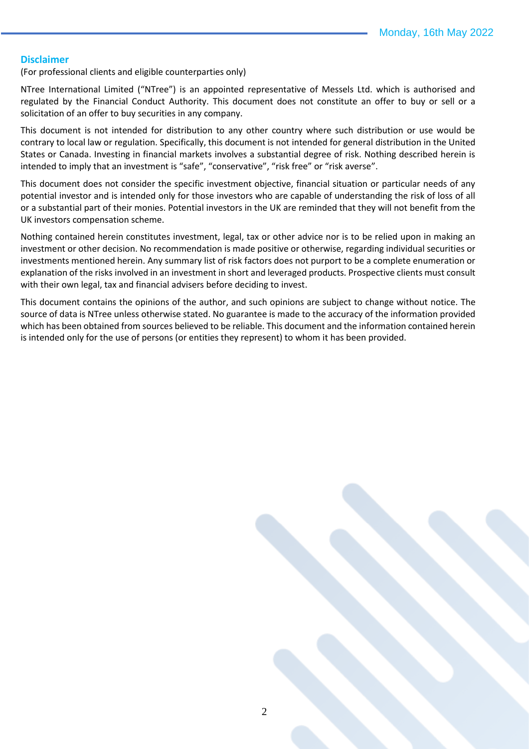## Disclaimer

(For professional clients and eligible counterparties only)

NTree International Limited ("NTree") is an appointed representative of Messels Ltd. which is authorised and regulated by the Financial Conduct Authority. This document does not constitute an offer to buy or sell or a solicitation of an offer to buy securities in any company.

This document is not intended for distribution to any other country where such distribution or use would be contrary to local law or regulation. Specifically, this document is not intended for general distribution in the United States or Canada. Investing in financial markets involves a substantial degree of risk. Nothing described herein is intended to imply that an investment is "safe", "conservative", "risk free" or "risk averse".

This document does not consider the specific investment objective, financial situation or particular needs of any potential investor and is intended only for those investors who are capable of understanding the risk of loss of all or a substantial part of their monies. Potential investors in the UK are reminded that they will not benefit from the UK investors compensation scheme.

Nothing contained herein constitutes investment, legal, tax or other advice nor is to be relied upon in making an investment or other decision. No recommendation is made positive or otherwise, regarding individual securities or investments mentioned herein. Any summary list of risk factors does not purport to be a complete enumeration or explanation of the risks involved in an investment in short and leveraged products. Prospective clients must consult with their own legal, tax and financial advisers before deciding to invest.

This document contains the opinions of the author, and such opinions are subject to change without notice. The source of data is NTree unless otherwise stated. No guarantee is made to the accuracy of the information provided which has been obtained from sources believed to be reliable. This document and the information contained herein is intended only for the use of persons (or entities they represent) to whom it has been provided.